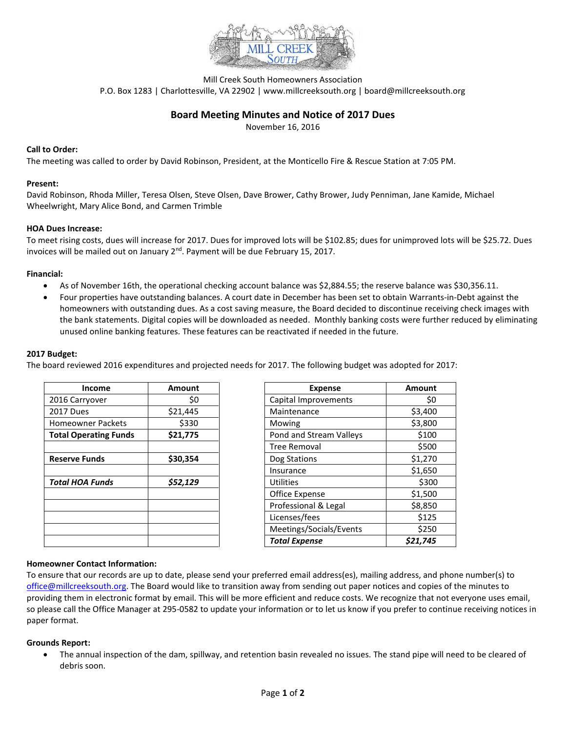Mill Creek South Homeowners Association
P.O. Box 1283 | Charlottesville, VA 22902 | www.millcreeksouth.org | board@millcreeksouth.org

# Board Meeting Minutes and Notice of 2017 Dues

November 16, 2016

**Call to Order:**
The meeting was called to order by David Robinson, President, at the Monticello Fire & Rescue Station at 7:05 PM.

**Present:**
David Robinson, Rhoda Miller, Teresa Olsen, Steve Olsen, Dave Brower, Cathy Brower, Judy Penniman, Jane Kamide, Michael Wheelwright, Mary Alice Bond, and Carmen Trimble

**HOA Dues Increase:**
To meet rising costs, dues will increase for 2017. Dues for improved lots will be $102.85; dues for unimproved lots will be $25.72. Dues invoices will be mailed out on January 2nd. Payment will be due February 15, 2017.

**Financial:**

- As of November 16th, the operational checking account balance was $2,884.55; the reserve balance was $30,356.11.
- Four properties have outstanding balances. A court date in December has been set to obtain Warrants-in-Debt against the homeowners with outstanding dues. As a cost saving measure, the Board decided to discontinue receiving check images with the bank statements. Digital copies will be downloaded as needed. Monthly banking costs were further reduced by eliminating unused online banking features. These features can be reactivated if needed in the future.

**2017 Budget:**
The board reviewed 2016 expenditures and projected needs for 2017. The following budget was adopted for 2017:

| Income | Amount |
|---|---|
| 2016 Carryover | $0 |
| 2017 Dues | $21,445 |
| Homeowner Packets | $330 |
| **Total Operating Funds** | **$21,775** |
| | |
| **Reserve Funds** | **$30,354** |
| | |
| ***Total HOA Funds*** | ***$52,129*** |

| Expense | Amount |
|---|---|
| Capital Improvements | $0 |
| Maintenance | $3,400 |
| Mowing | $3,800 |
| Pond and Stream Valleys | $100 |
| Tree Removal | $500 |
| Dog Stations | $1,270 |
| Insurance | $1,650 |
| Utilities | $300 |
| Office Expense | $1,500 |
| Professional & Legal | $8,850 |
| Licenses/fees | $125 |
| Meetings/Socials/Events | $250 |
| ***Total Expense*** | ***$21,745*** |

**Homeowner Contact Information:**
To ensure that our records are up to date, please send your preferred email address(es), mailing address, and phone number(s) to office@millcreeksouth.org. The Board would like to transition away from sending out paper notices and copies of the minutes to providing them in electronic format by email. This will be more efficient and reduce costs. We recognize that not everyone uses email, so please call the Office Manager at 295-0582 to update your information or to let us know if you prefer to continue receiving notices in paper format.

**Grounds Report:**

- The annual inspection of the dam, spillway, and retention basin revealed no issues. The stand pipe will need to be cleared of debris soon.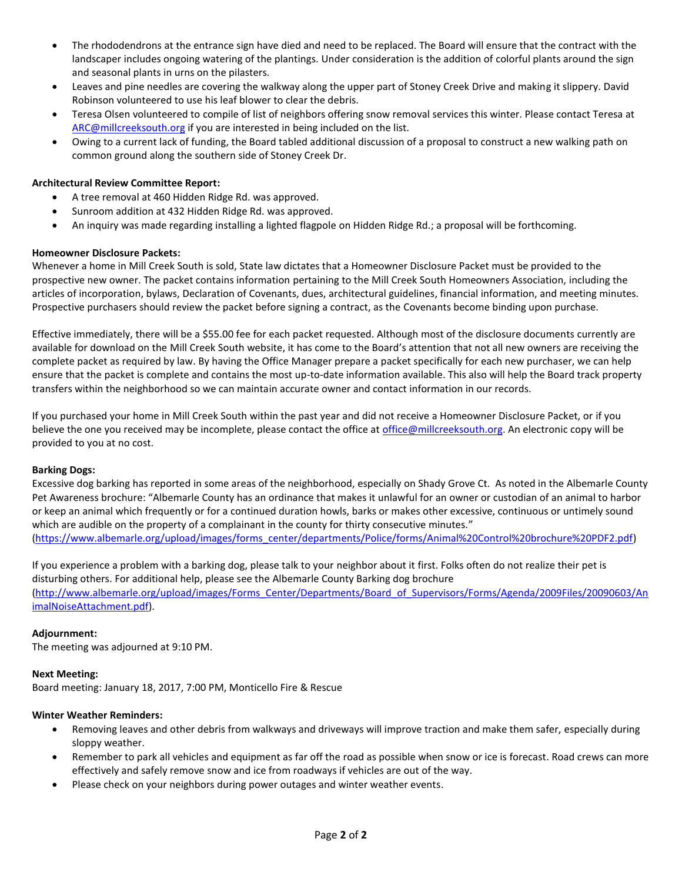- The rhododendrons at the entrance sign have died and need to be replaced. The Board will ensure that the contract with the landscaper includes ongoing watering of the plantings. Under consideration is the addition of colorful plants around the sign and seasonal plants in urns on the pilasters.
- Leaves and pine needles are covering the walkway along the upper part of Stoney Creek Drive and making it slippery. David Robinson volunteered to use his leaf blower to clear the debris.
- Teresa Olsen volunteered to compile of list of neighbors offering snow removal services this winter. Please contact Teresa at ARC@millcreeksouth.org if you are interested in being included on the list.
- Owing to a current lack of funding, the Board tabled additional discussion of a proposal to construct a new walking path on common ground along the southern side of Stoney Creek Dr.

**Architectural Review Committee Report:**

- A tree removal at 460 Hidden Ridge Rd. was approved.
- Sunroom addition at 432 Hidden Ridge Rd. was approved.
- An inquiry was made regarding installing a lighted flagpole on Hidden Ridge Rd.; a proposal will be forthcoming.

**Homeowner Disclosure Packets:**

Whenever a home in Mill Creek South is sold, State law dictates that a Homeowner Disclosure Packet must be provided to the prospective new owner. The packet contains information pertaining to the Mill Creek South Homeowners Association, including the articles of incorporation, bylaws, Declaration of Covenants, dues, architectural guidelines, financial information, and meeting minutes. Prospective purchasers should review the packet before signing a contract, as the Covenants become binding upon purchase.

Effective immediately, there will be a $55.00 fee for each packet requested. Although most of the disclosure documents currently are available for download on the Mill Creek South website, it has come to the Board's attention that not all new owners are receiving the complete packet as required by law. By having the Office Manager prepare a packet specifically for each new purchaser, we can help ensure that the packet is complete and contains the most up-to-date information available. This also will help the Board track property transfers within the neighborhood so we can maintain accurate owner and contact information in our records.

If you purchased your home in Mill Creek South within the past year and did not receive a Homeowner Disclosure Packet, or if you believe the one you received may be incomplete, please contact the office at office@millcreeksouth.org. An electronic copy will be provided to you at no cost.

**Barking Dogs:**

Excessive dog barking has reported in some areas of the neighborhood, especially on Shady Grove Ct. As noted in the Albemarle County Pet Awareness brochure: "Albemarle County has an ordinance that makes it unlawful for an owner or custodian of an animal to harbor or keep an animal which frequently or for a continued duration howls, barks or makes other excessive, continuous or untimely sound which are audible on the property of a complainant in the county for thirty consecutive minutes." (https://www.albemarle.org/upload/images/forms_center/departments/Police/forms/Animal%20Control%20brochure%20PDF2.pdf)

If you experience a problem with a barking dog, please talk to your neighbor about it first. Folks often do not realize their pet is disturbing others. For additional help, please see the Albemarle County Barking dog brochure (http://www.albemarle.org/upload/images/Forms_Center/Departments/Board_of_Supervisors/Forms/Agenda/2009Files/20090603/AnimalNoiseAttachment.pdf).

**Adjournment:**

The meeting was adjourned at 9:10 PM.

**Next Meeting:**

Board meeting: January 18, 2017, 7:00 PM, Monticello Fire & Rescue

**Winter Weather Reminders:**

- Removing leaves and other debris from walkways and driveways will improve traction and make them safer, especially during sloppy weather.
- Remember to park all vehicles and equipment as far off the road as possible when snow or ice is forecast. Road crews can more effectively and safely remove snow and ice from roadways if vehicles are out of the way.
- Please check on your neighbors during power outages and winter weather events.